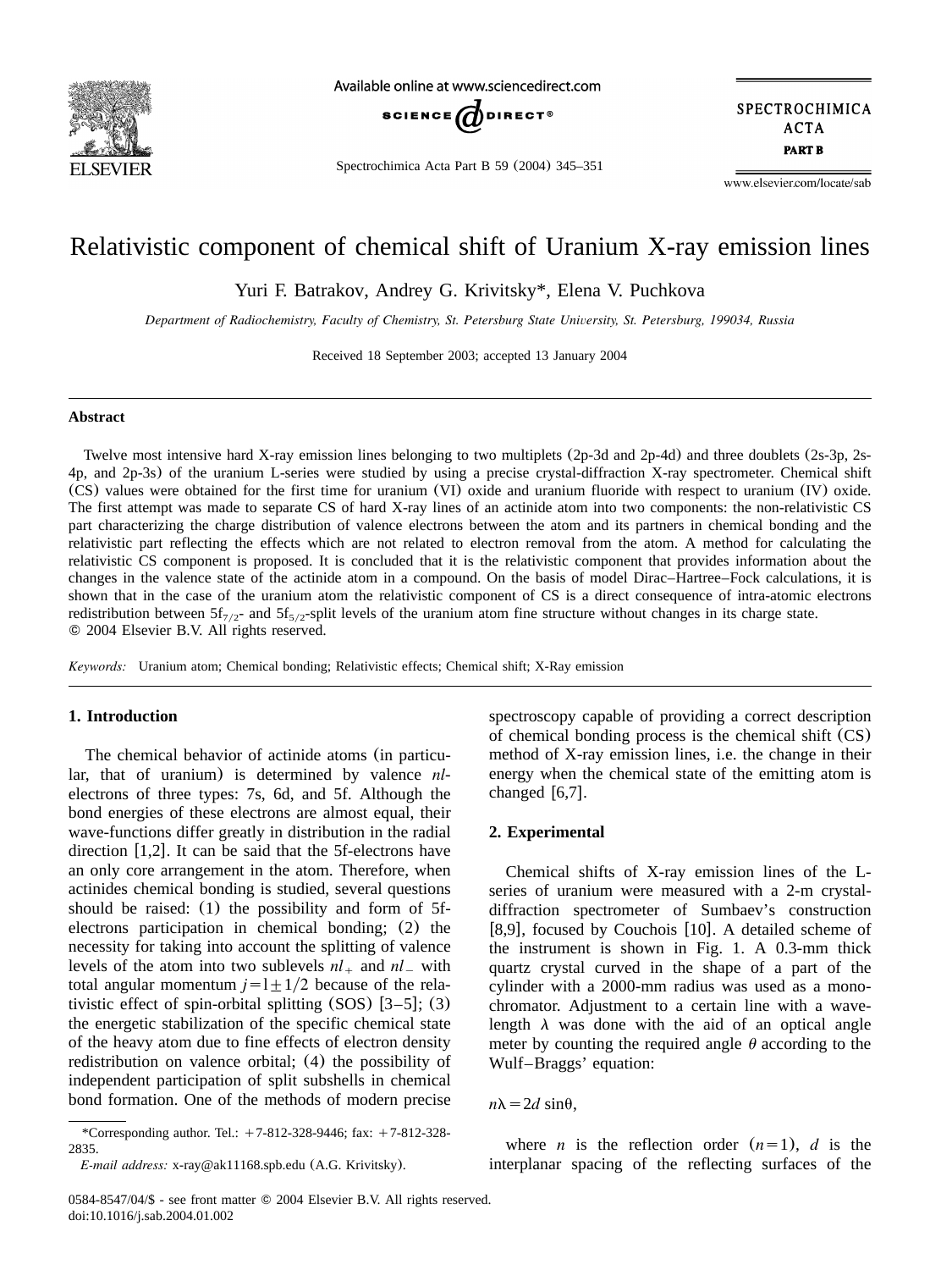# Relativistic component of chemical shift of Uranium X-ray emission lines

Yuri F. Batrakov, Andrey G. Krivitsky*, Elena V. Puchkova

*Department of Radiochemistry, Faculty of Chemistry, St. Petersburg State University, St. Petersburg, 199034, Russia*

Received 18 September 2003; accepted 13 January 2004

### Abstract

Twelve most intensive hard X-ray emission lines belonging to two multiplets (2p-3d and 2p-4d) and three doublets (2s-3p, 2s-4p, and 2p-3s) of the uranium L-series were studied by using a precise crystal-diffraction X-ray spectrometer. Chemical shift (CS) values were obtained for the first time for uranium (VI) oxide and uranium fluoride with respect to uranium (IV) oxide. The first attempt was made to separate CS of hard X-ray lines of an actinide atom into two components: the non-relativistic CS part characterizing the charge distribution of valence electrons between the atom and its partners in chemical bonding and the relativistic part reflecting the effects which are not related to electron removal from the atom. A method for calculating the relativistic CS component is proposed. It is concluded that it is the relativistic component that provides information about the changes in the valence state of the actinide atom in a compound. On the basis of model Dirac–Hartree–Fock calculations, it is shown that in the case of the uranium atom the relativistic component of CS is a direct consequence of intra-atomic electrons redistribution between $5f_{7/2}$- and $5f_{5/2}$-split levels of the uranium atom fine structure without changes in its charge state.
© 2004 Elsevier B.V. All rights reserved.

*Keywords:* Uranium atom; Chemical bonding; Relativistic effects; Chemical shift; X-Ray emission

## 1. Introduction

The chemical behavior of actinide atoms (in particular, that of uranium) is determined by valence *nl*-electrons of three types: 7s, 6d, and 5f. Although the bond energies of these electrons are almost equal, their wave-functions differ greatly in distribution in the radial direction [1,2]. It can be said that the 5f-electrons have an only core arrangement in the atom. Therefore, when actinides chemical bonding is studied, several questions should be raised: (1) the possibility and form of 5f-electrons participation in chemical bonding; (2) the necessity for taking into account the splitting of valence levels of the atom into two sublevels $nl_+$ and $nl_-$ with total angular momentum $j = l \pm 1/2$ because of the relativistic effect of spin-orbital splitting (SOS) [3–5]; (3) the energetic stabilization of the specific chemical state of the heavy atom due to fine effects of electron density redistribution on valence orbital; (4) the possibility of independent participation of split subshells in chemical bond formation. One of the methods of modern precise spectroscopy capable of providing a correct description of chemical bonding process is the chemical shift (CS) method of X-ray emission lines, i.e. the change in their energy when the chemical state of the emitting atom is changed [6,7].

## 2. Experimental

Chemical shifts of X-ray emission lines of the L-series of uranium were measured with a 2-m crystal-diffraction spectrometer of Sumbaev's construction [8,9], focused by Couchois [10]. A detailed scheme of the instrument is shown in Fig. 1. A 0.3-mm thick quartz crystal curved in the shape of a part of the cylinder with a 2000-mm radius was used as a monochromator. Adjustment to a certain line with a wavelength $\lambda$ was done with the aid of an optical angle meter by counting the required angle $\theta$ according to the Wulf–Braggs' equation:

$$n\lambda = 2d \sin\theta,$$

where $n$ is the reflection order ($n = 1$), $d$ is the interplanar spacing of the reflecting surfaces of the

---

*Corresponding author. Tel.: +7-812-328-9446; fax: +7-812-328-2835.

*E-mail address:* x-ray@ak11168.spb.edu (A.G. Krivitsky).

0584-8547/04/$ - see front matter © 2004 Elsevier B.V. All rights reserved.
doi:10.1016/j.sab.2004.01.002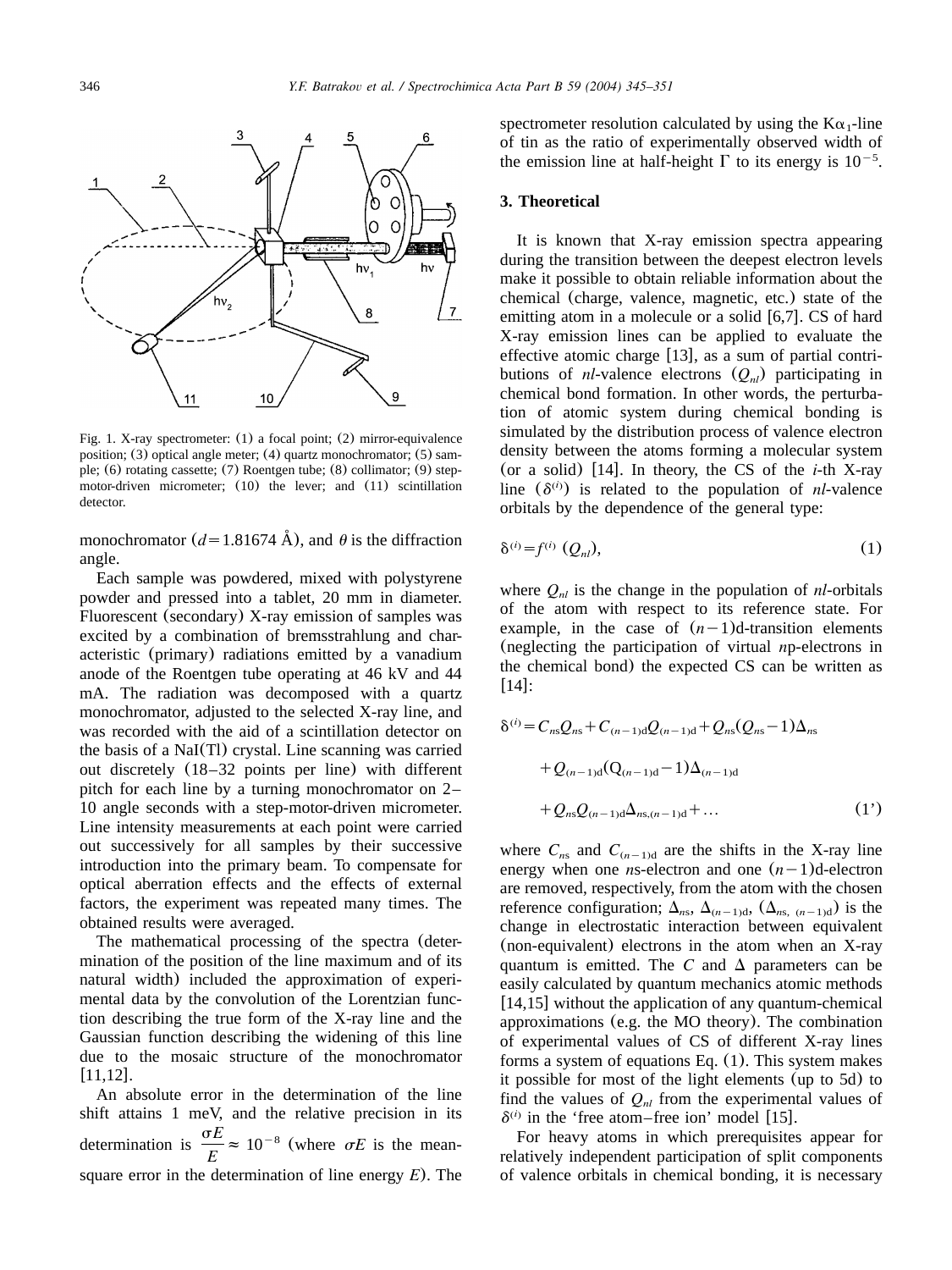Fig. 1. X-ray spectrometer: (1) a focal point; (2) mirror-equivalence position; (3) optical angle meter; (4) quartz monochromator; (5) sample; (6) rotating cassette; (7) Roentgen tube; (8) collimator; (9) step-motor-driven micrometer; (10) the lever; and (11) scintillation detector.

monochromator ($d = 1.81674$ Å), and $\theta$ is the diffraction angle.

Each sample was powdered, mixed with polystyrene powder and pressed into a tablet, 20 mm in diameter. Fluorescent (secondary) X-ray emission of samples was excited by a combination of bremsstrahlung and characteristic (primary) radiations emitted by a vanadium anode of the Roentgen tube operating at 46 kV and 44 mA. The radiation was decomposed with a quartz monochromator, adjusted to the selected X-ray line, and was recorded with the aid of a scintillation detector on the basis of a NaI(Tl) crystal. Line scanning was carried out discretely (18–32 points per line) with different pitch for each line by a turning monochromator on 2–10 angle seconds with a step-motor-driven micrometer. Line intensity measurements at each point were carried out successively for all samples by their successive introduction into the primary beam. To compensate for optical aberration effects and the effects of external factors, the experiment was repeated many times. The obtained results were averaged.

The mathematical processing of the spectra (determination of the position of the line maximum and of its natural width) included the approximation of experimental data by the convolution of the Lorentzian function describing the true form of the X-ray line and the Gaussian function describing the widening of this line due to the mosaic structure of the monochromator [11,12].

An absolute error in the determination of the line shift attains 1 meV, and the relative precision in its determination is $\frac{\sigma E}{E} \approx 10^{-8}$ (where $\sigma E$ is the mean-square error in the determination of line energy $E$). The spectrometer resolution calculated by using the $K\alpha_1$-line of tin as the ratio of experimentally observed width of the emission line at half-height $\Gamma$ to its energy is $10^{-5}$.

## 3. Theoretical

It is known that X-ray emission spectra appearing during the transition between the deepest electron levels make it possible to obtain reliable information about the chemical (charge, valence, magnetic, etc.) state of the emitting atom in a molecule or a solid [6,7]. CS of hard X-ray emission lines can be applied to evaluate the effective atomic charge [13], as a sum of partial contributions of *nl*-valence electrons ($Q_{nl}$) participating in chemical bond formation. In other words, the perturbation of atomic system during chemical bonding is simulated by the distribution process of valence electron density between the atoms forming a molecular system (or a solid) [14]. In theory, the CS of the *i*-th X-ray line ($\delta^{(i)}$) is related to the population of *nl*-valence orbitals by the dependence of the general type:

$$\delta^{(i)} = f^{(i)}\ (Q_{nl}), \tag{1}$$

where $Q_{nl}$ is the change in the population of *nl*-orbitals of the atom with respect to its reference state. For example, in the case of $(n-1)$d-transition elements (neglecting the participation of virtual *n*p-electrons in the chemical bond) the expected CS can be written as [14]:

$$\begin{aligned}\delta^{(i)} = {} & C_{ns}Q_{ns} + C_{(n-1)\mathrm{d}}Q_{(n-1)\mathrm{d}} + Q_{ns}(Q_{ns}-1)\Delta_{ns} \\ & + Q_{(n-1)\mathrm{d}}(Q_{(n-1)\mathrm{d}}-1)\Delta_{(n-1)\mathrm{d}} \\ & + Q_{ns}Q_{(n-1)\mathrm{d}}\Delta_{ns,(n-1)\mathrm{d}} + \ldots \end{aligned} \tag{1'}$$

where $C_{ns}$ and $C_{(n-1)\mathrm{d}}$ are the shifts in the X-ray line energy when one *n*s-electron and one $(n-1)$d-electron are removed, respectively, from the atom with the chosen reference configuration; $\Delta_{ns}$, $\Delta_{(n-1)\mathrm{d}}$, ($\Delta_{ns,\ (n-1)\mathrm{d}}$) is the change in electrostatic interaction between equivalent (non-equivalent) electrons in the atom when an X-ray quantum is emitted. The $C$ and $\Delta$ parameters can be easily calculated by quantum mechanics atomic methods [14,15] without the application of any quantum-chemical approximations (e.g. the MO theory). The combination of experimental values of CS of different X-ray lines forms a system of equations Eq. (1). This system makes it possible for most of the light elements (up to 5d) to find the values of $Q_{nl}$ from the experimental values of $\delta^{(i)}$ in the 'free atom–free ion' model [15].

For heavy atoms in which prerequisites appear for relatively independent participation of split components of valence orbitals in chemical bonding, it is necessary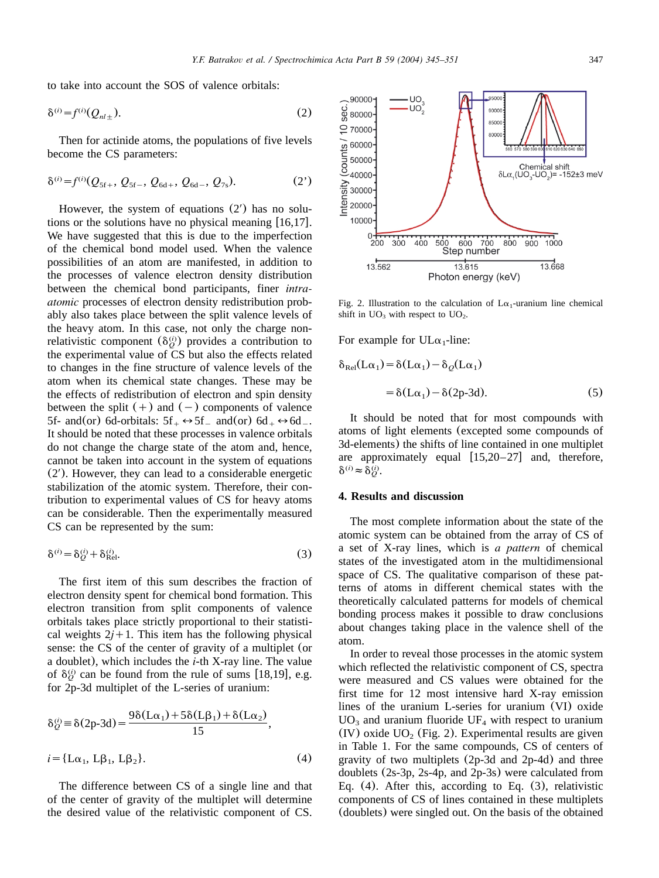to take into account the SOS of valence orbitals:

$$\delta^{(i)} = f^{(i)}(Q_{nl\pm}). \tag{2}$$

Then for actinide atoms, the populations of five levels become the CS parameters:

$$\delta^{(i)} = f^{(i)}(Q_{5f+}, Q_{5f-}, Q_{6d+}, Q_{6d-}, Q_{7s}). \tag{2'}$$

However, the system of equations (2′) has no solutions or the solutions have no physical meaning [16,17]. We have suggested that this is due to the imperfection of the chemical bond model used. When the valence possibilities of an atom are manifested, in addition to the processes of valence electron density distribution between the chemical bond participants, finer *intra-atomic* processes of electron density redistribution probably also takes place between the split valence levels of the heavy atom. In this case, not only the charge non-relativistic component ($\delta_Q^{(i)}$) provides a contribution to the experimental value of CS but also the effects related to changes in the fine structure of valence levels of the atom when its chemical state changes. These may be the effects of redistribution of electron and spin density between the split (+) and (−) components of valence 5f- and(or) 6d-orbitals: $5f_+ \leftrightarrow 5f_-$ and(or) $6d_+ \leftrightarrow 6d_-$. It should be noted that these processes in valence orbitals do not change the charge state of the atom and, hence, cannot be taken into account in the system of equations (2′). However, they can lead to a considerable energetic stabilization of the atomic system. Therefore, their contribution to experimental values of CS for heavy atoms can be considerable. Then the experimentally measured CS can be represented by the sum:

$$\delta^{(i)} = \delta_Q^{(i)} + \delta_{\mathrm{Rel}}^{(i)}. \tag{3}$$

The first item of this sum describes the fraction of electron density spent for chemical bond formation. This electron transition from split components of valence orbitals takes place strictly proportional to their statistical weights $2j+1$. This item has the following physical sense: the CS of the center of gravity of a multiplet (or a doublet), which includes the $i$-th X-ray line. The value of $\delta_Q^{(i)}$ can be found from the rule of sums [18,19], e.g. for 2p-3d multiplet of the L-series of uranium:

$$\delta_Q^{(i)} \equiv \delta(\text{2p-3d}) = \frac{9\delta(L\alpha_1) + 5\delta(L\beta_1) + \delta(L\alpha_2)}{15},$$

$$i = \{L\alpha_1, L\beta_1, L\beta_2\}. \tag{4}$$

The difference between CS of a single line and that of the center of gravity of the multiplet will determine the desired value of the relativistic component of CS.

Fig. 2. Illustration to the calculation of $L\alpha_1$-uranium line chemical shift in $UO_3$ with respect to $UO_2$.

For example for $UL\alpha_1$-line:

$$\delta_{\mathrm{Rel}}(L\alpha_1) = \delta(L\alpha_1) - \delta_Q(L\alpha_1)$$

$$= \delta(L\alpha_1) - \delta(\text{2p-3d}). \tag{5}$$

It should be noted that for most compounds with atoms of light elements (excepted some compounds of 3d-elements) the shifts of line contained in one multiplet are approximately equal [15,20–27] and, therefore, $\delta^{(i)} \approx \delta_Q^{(i)}$.

## 4. Results and discussion

The most complete information about the state of the atomic system can be obtained from the array of CS of a set of X-ray lines, which is *a pattern* of chemical states of the investigated atom in the multidimensional space of CS. The qualitative comparison of these patterns of atoms in different chemical states with the theoretically calculated patterns for models of chemical bonding process makes it possible to draw conclusions about changes taking place in the valence shell of the atom.

In order to reveal those processes in the atomic system which reflected the relativistic component of CS, spectra were measured and CS values were obtained for the first time for 12 most intensive hard X-ray emission lines of the uranium L-series for uranium (VI) oxide $UO_3$ and uranium fluoride $UF_4$ with respect to uranium (IV) oxide $UO_2$ (Fig. 2). Experimental results are given in Table 1. For the same compounds, CS of centers of gravity of two multiplets (2p-3d and 2p-4d) and three doublets (2s-3p, 2s-4p, and 2p-3s) were calculated from Eq. (4). After this, according to Eq. (3), relativistic components of CS of lines contained in these multiplets (doublets) were singled out. On the basis of the obtained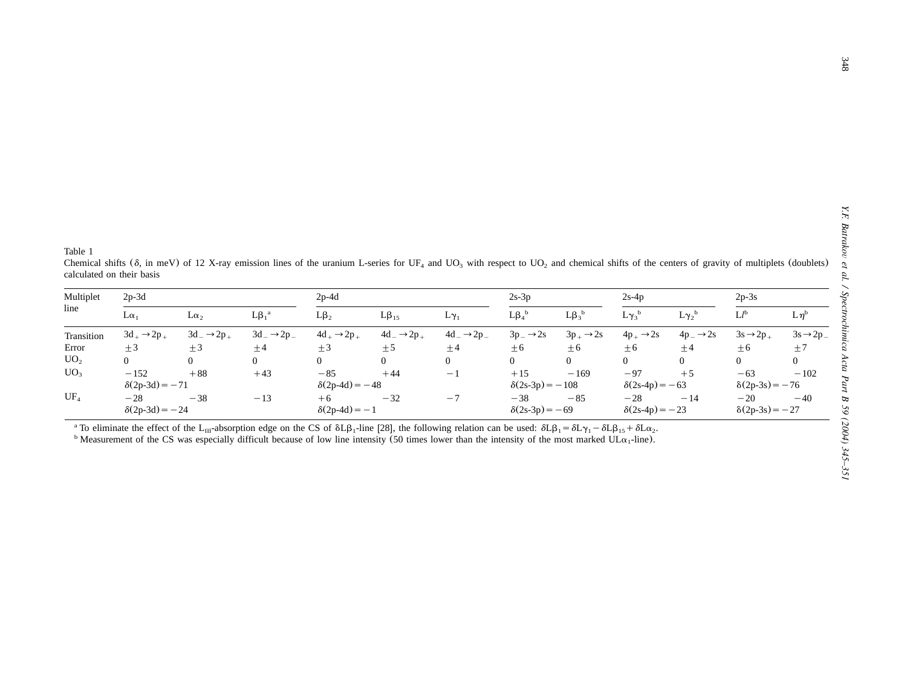Table 1

Chemical shifts ($\delta$, in meV) of 12 X-ray emission lines of the uranium L-series for $UF_4$ and $UO_3$ with respect to $UO_2$ and chemical shifts of the centers of gravity of multiplets (doublets) calculated on their basis

| Multiplet line | 2p-3d | | | 2p-4d | | | 2s-3p | | 2s-4p | | 2p-3s | |
|---|---|---|---|---|---|---|---|---|---|---|---|---|
| | $L\alpha_1$ | $L\alpha_2$ | $L\beta_1$ [a] | $L\beta_2$ | $L\beta_{15}$ | $L\gamma_1$ | $L\beta_4$ [b] | $L\beta_3$ [b] | $L\gamma_3$ [b] | $L\gamma_2$ [b] | $Ll$ [b] | $L\eta$ [b] |
| Transition | $3d_+ \rightarrow 2p_+$ | $3d_- \rightarrow 2p_+$ | $3d_- \rightarrow 2p_-$ | $4d_+ \rightarrow 2p_+$ | $4d_- \rightarrow 2p_+$ | $4d_- \rightarrow 2p_-$ | $3p_- \rightarrow 2s$ | $3p_+ \rightarrow 2s$ | $4p_+ \rightarrow 2s$ | $4p_- \rightarrow 2s$ | $3s \rightarrow 2p_+$ | $3s \rightarrow 2p_-$ |
| Error | ±3 | ±3 | ±4 | ±3 | ±5 | ±4 | ±6 | ±6 | ±6 | ±4 | ±6 | ±7 |
| $UO_2$ | 0 | 0 | 0 | 0 | 0 | 0 | 0 | 0 | 0 | 0 | 0 | 0 |
| $UO_3$ | −152 | +88 | +43 | −85 | +44 | −1 | +15 | −169 | −97 | +5 | −63 | −102 |
| | $\delta$(2p-3d) = −71 | | | $\delta$(2p-4d) = −48 | | | $\delta$(2s-3p) = −108 | | $\delta$(2s-4p) = −63 | | $\delta$(2p-3s) = −76 | |
| $UF_4$ | −28 | −38 | −13 | +6 | −32 | −7 | −38 | −85 | −28 | −14 | −20 | −40 |
| | $\delta$(2p-3d) = −24 | | | $\delta$(2p-4d) = −1 | | | $\delta$(2s-3p) = −69 | | $\delta$(2s-4p) = −23 | | $\delta$(2p-3s) = −27 | |

[a] To eliminate the effect of the $L_{III}$-absorption edge on the CS of $\delta L\beta_1$-line [28], the following relation can be used: $\delta L\beta_1 = \delta L\gamma_1 - \delta L\beta_{15} + \delta L\alpha_2$.

[b] Measurement of the CS was especially difficult because of low line intensity (50 times lower than the intensity of the most marked $UL\alpha_1$-line).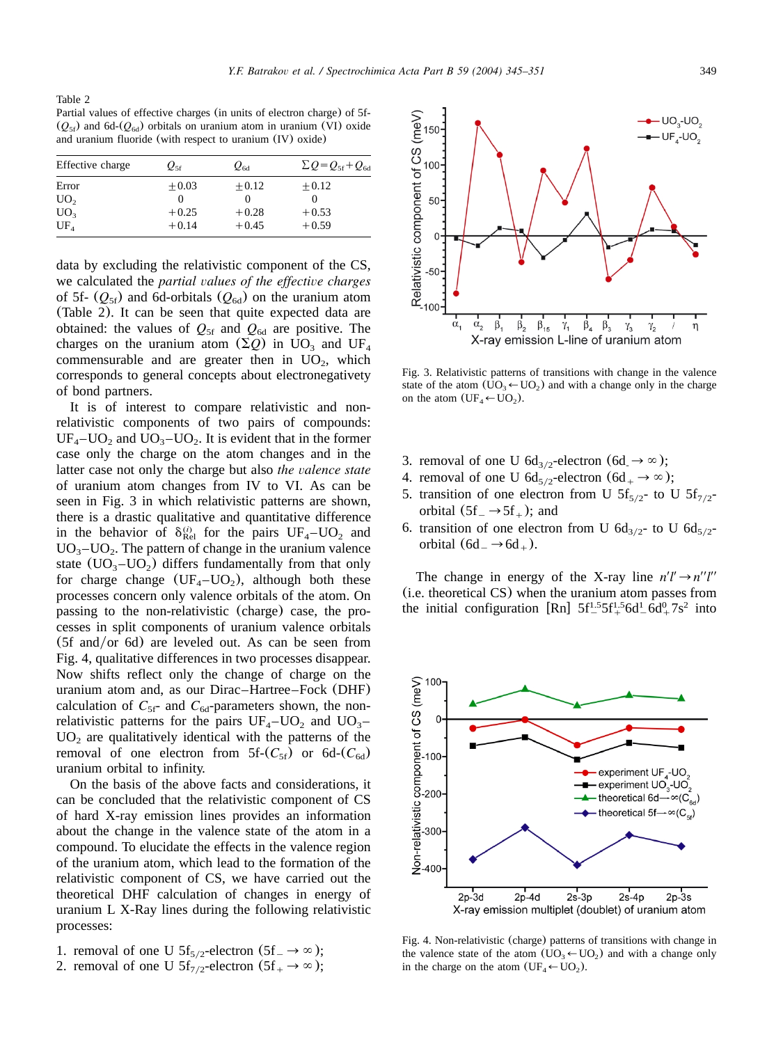Table 2
Partial values of effective charges (in units of electron charge) of 5f-($Q_{5f}$) and 6d-($Q_{6d}$) orbitals on uranium atom in uranium (VI) oxide and uranium fluoride (with respect to uranium (IV) oxide)

| Effective charge | $Q_{5f}$ | $Q_{6d}$ | $\Sigma Q = Q_{5f} + Q_{6d}$ |
|---|---|---|---|
| Error | $\pm 0.03$ | $\pm 0.12$ | $\pm 0.12$ |
| $UO_2$ | 0 | 0 | 0 |
| $UO_3$ | $+0.25$ | $+0.28$ | $+0.53$ |
| $UF_4$ | $+0.14$ | $+0.45$ | $+0.59$ |

data by excluding the relativistic component of the CS, we calculated the *partial values of the effective charges* of 5f- ($Q_{5f}$) and 6d-orbitals ($Q_{6d}$) on the uranium atom (Table 2). It can be seen that quite expected data are obtained: the values of $Q_{5f}$ and $Q_{6d}$ are positive. The charges on the uranium atom ($\Sigma Q$) in $UO_3$ and $UF_4$ commensurable and are greater then in $UO_2$, which corresponds to general concepts about electronegativety of bond partners.

It is of interest to compare relativistic and non-relativistic components of two pairs of compounds: $UF_4$–$UO_2$ and $UO_3$–$UO_2$. It is evident that in the former case only the charge on the atom changes and in the latter case not only the charge but also *the valence state* of uranium atom changes from IV to VI. As can be seen in Fig. 3 in which relativistic patterns are shown, there is a drastic qualitative and quantitative difference in the behavior of $\delta^{(i)}_{Rel}$ for the pairs $UF_4$–$UO_2$ and $UO_3$–$UO_2$. The pattern of change in the uranium valence state ($UO_3$–$UO_2$) differs fundamentally from that only for charge change ($UF_4$–$UO_2$), although both these processes concern only valence orbitals of the atom. On passing to the non-relativistic (charge) case, the processes in split components of uranium valence orbitals (5f and/or 6d) are leveled out. As can be seen from Fig. 4, qualitative differences in two processes disappear. Now shifts reflect only the change of charge on the uranium atom and, as our Dirac–Hartree–Fock (DHF) calculation of $C_{5f}$- and $C_{6d}$-parameters shown, the non-relativistic patterns for the pairs $UF_4$–$UO_2$ and $UO_3$–$UO_2$ are qualitatively identical with the patterns of the removal of one electron from 5f-($C_{5f}$) or 6d-($C_{6d}$) uranium orbital to infinity.

On the basis of the above facts and considerations, it can be concluded that the relativistic component of CS of hard X-ray emission lines provides an information about the change in the valence state of the atom in a compound. To elucidate the effects in the valence region of the uranium atom, which lead to the formation of the relativistic component of CS, we have carried out the theoretical DHF calculation of changes in energy of uranium L X-Ray lines during the following relativistic processes:

1. removal of one U $5f_{5/2}$-electron ($5f_- \to \infty$);
2. removal of one U $5f_{7/2}$-electron ($5f_+ \to \infty$);
3. removal of one U $6d_{3/2}$-electron ($6d_- \to \infty$);
4. removal of one U $6d_{5/2}$-electron ($6d_+ \to \infty$);
5. transition of one electron from U $5f_{5/2}$- to U $5f_{7/2}$-orbital ($5f_- \to 5f_+$); and
6. transition of one electron from U $6d_{3/2}$- to U $6d_{5/2}$-orbital ($6d_- \to 6d_+$).

Fig. 3. Relativistic patterns of transitions with change in the valence state of the atom ($UO_3 \leftarrow UO_2$) and with a change only in the charge on the atom ($UF_4 \leftarrow UO_2$).

The change in energy of the X-ray line $n'l' \to n''l''$ (i.e. theoretical CS) when the uranium atom passes from the initial configuration [Rn] $5f_-^{1.5}5f_+^{1.5}6d_-^1 6d_+^0 7s^2$ into

Fig. 4. Non-relativistic (charge) patterns of transitions with change in the valence state of the atom ($UO_3 \leftarrow UO_2$) and with a change only in the charge on the atom ($UF_4 \leftarrow UO_2$).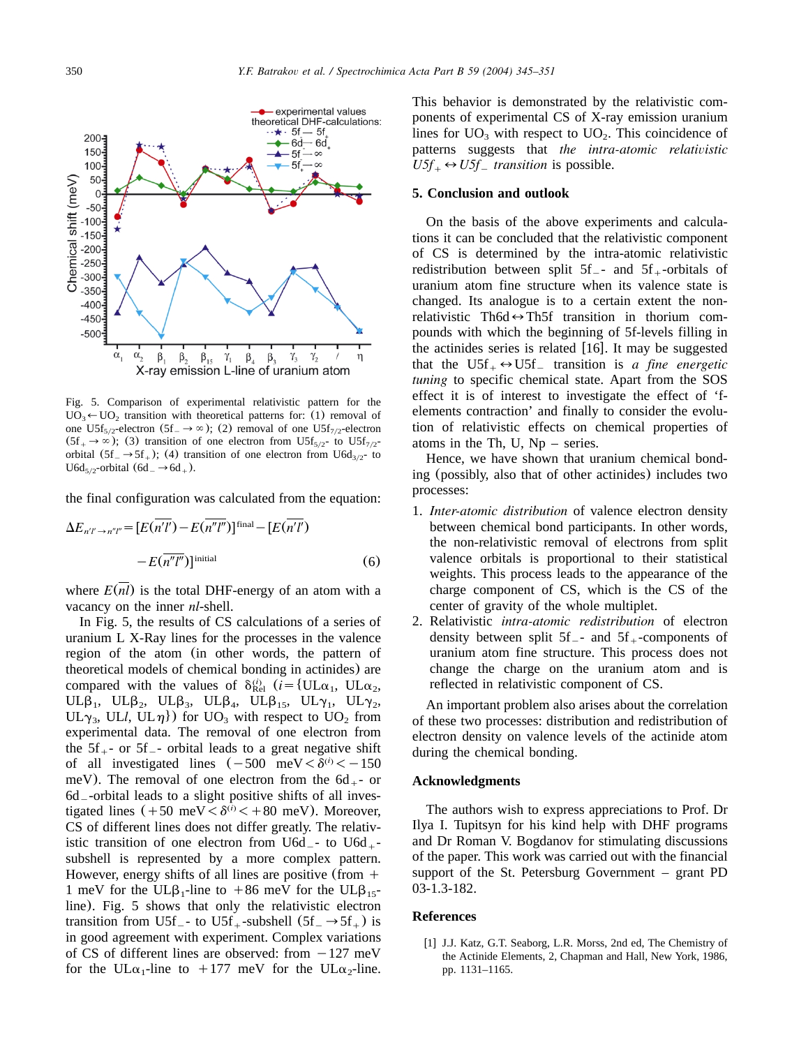Fig. 5. Comparison of experimental relativistic pattern for the $UO_3 \leftarrow UO_2$ transition with theoretical patterns for: (1) removal of one $U5f_{5/2}$-electron ($5f_- \rightarrow \infty$); (2) removal of one $U5f_{7/2}$-electron ($5f_+ \rightarrow \infty$); (3) transition of one electron from $U5f_{5/2}$- to $U5f_{7/2}$-orbital ($5f_- \rightarrow 5f_+$); (4) transition of one electron from $U6d_{3/2}$- to $U6d_{5/2}$-orbital ($6d_- \rightarrow 6d_+$).

the final configuration was calculated from the equation:

$$\Delta E_{n'l' \rightarrow n''l''} = [E(\overline{n'l'}) - E(\overline{n''l''})]^{\text{final}} - [E(\overline{n'l'}) - E(\overline{n''l''})]^{\text{initial}} \quad (6)$$

where $E(\overline{nl})$ is the total DHF-energy of an atom with a vacancy on the inner *nl*-shell.

In Fig. 5, the results of CS calculations of a series of uranium L X-Ray lines for the processes in the valence region of the atom (in other words, the pattern of theoretical models of chemical bonding in actinides) are compared with the values of $\delta^{(i)}_{\text{Rel}}$ ($i = \{UL\alpha_1, UL\alpha_2, UL\beta_1, UL\beta_2, UL\beta_3, UL\beta_4, UL\beta_{15}, UL\gamma_1, UL\gamma_2, UL\gamma_3, ULl, UL\eta\}$) for $UO_3$ with respect to $UO_2$ from experimental data. The removal of one electron from the $5f_+$- or $5f_-$- orbital leads to a great negative shift of all investigated lines ($-500$ meV $< \delta^{(i)} < -150$ meV). The removal of one electron from the $6d_+$- or $6d_-$-orbital leads to a slight positive shifts of all investigated lines ($+50$ meV $< \delta^{(i)} < +80$ meV). Moreover, CS of different lines does not differ greatly. The relativistic transition of one electron from $U6d_-$- to $U6d_+$-subshell is represented by a more complex pattern. However, energy shifts of all lines are positive (from $+1$ meV for the $UL\beta_1$-line to $+86$ meV for the $UL\beta_{15}$-line). Fig. 5 shows that only the relativistic electron transition from $U5f_-$- to $U5f_+$-subshell ($5f_- \rightarrow 5f_+$) is in good agreement with experiment. Complex variations of CS of different lines are observed: from $-127$ meV for the $UL\alpha_1$-line to $+177$ meV for the $UL\alpha_2$-line. This behavior is demonstrated by the relativistic components of experimental CS of X-ray emission uranium lines for $UO_3$ with respect to $UO_2$. This coincidence of patterns suggests that *the intra-atomic relativistic* $U5f_+ \leftrightarrow U5f_-$ *transition* is possible.

## 5. Conclusion and outlook

On the basis of the above experiments and calculations it can be concluded that the relativistic component of CS is determined by the intra-atomic relativistic redistribution between split $5f_-$- and $5f_+$-orbitals of uranium atom fine structure when its valence state is changed. Its analogue is to a certain extent the non-relativistic $Th6d \leftrightarrow Th5f$ transition in thorium compounds with which the beginning of 5f-levels filling in the actinides series is related [16]. It may be suggested that the $U5f_+ \leftrightarrow U5f_-$ transition is *a fine energetic tuning* to specific chemical state. Apart from the SOS effect it is of interest to investigate the effect of 'f-elements contraction' and finally to consider the evolution of relativistic effects on chemical properties of atoms in the Th, U, Np – series.

Hence, we have shown that uranium chemical bonding (possibly, also that of other actinides) includes two processes:

1. *Inter-atomic distribution* of valence electron density between chemical bond participants. In other words, the non-relativistic removal of electrons from split valence orbitals is proportional to their statistical weights. This process leads to the appearance of the charge component of CS, which is the CS of the center of gravity of the whole multiplet.
2. Relativistic *intra-atomic redistribution* of electron density between split $5f_-$- and $5f_+$-components of uranium atom fine structure. This process does not change the charge on the uranium atom and is reflected in relativistic component of CS.

An important problem also arises about the correlation of these two processes: distribution and redistribution of electron density on valence levels of the actinide atom during the chemical bonding.

## Acknowledgments

The authors wish to express appreciations to Prof. Dr Ilya I. Tupitsyn for his kind help with DHF programs and Dr Roman V. Bogdanov for stimulating discussions of the paper. This work was carried out with the financial support of the St. Petersburg Government – grant PD 03-1.3-182.

## References

[1] J.J. Katz, G.T. Seaborg, L.R. Morss, 2nd ed, The Chemistry of the Actinide Elements, 2, Chapman and Hall, New York, 1986, pp. 1131–1165.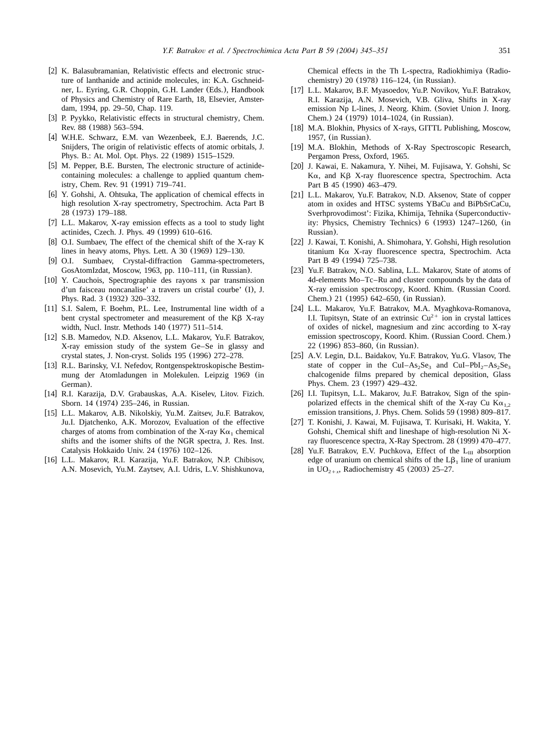[2] K. Balasubramanian, Relativistic effects and electronic structure of lanthanide and actinide molecules, in: K.A. Gschneidner, L. Eyring, G.R. Choppin, G.H. Lander (Eds.), Handbook of Physics and Chemistry of Rare Earth, 18, Elsevier, Amsterdam, 1994, pp. 29–50, Chap. 119.

[3] P. Pyykko, Relativistic effects in structural chemistry, Chem. Rev. 88 (1988) 563–594.

[4] W.H.E. Schwarz, E.M. van Wezenbeek, E.J. Baerends, J.C. Snijders, The origin of relativistic effects of atomic orbitals, J. Phys. B.: At. Mol. Opt. Phys. 22 (1989) 1515–1529.

[5] M. Pepper, B.E. Bursten, The electronic structure of actinide-containing molecules: a challenge to applied quantum chemistry, Chem. Rev. 91 (1991) 719–741.

[6] Y. Gohshi, A. Ohtsuka, The application of chemical effects in high resolution X-ray spectrometry, Spectrochim. Acta Part B 28 (1973) 179–188.

[7] L.L. Makarov, X-ray emission effects as a tool to study light actinides, Czech. J. Phys. 49 (1999) 610–616.

[8] O.I. Sumbaev, The effect of the chemical shift of the X-ray K lines in heavy atoms, Phys. Lett. A 30 (1969) 129–130.

[9] O.I. Sumbaev, Crystal-diffraction Gamma-spectrometers, GosAtomIzdat, Moscow, 1963, pp. 110–111, (in Russian).

[10] Y. Cauchois, Spectrographie des rayons x par transmission d'un faisceau noncanalise' a travers un cristal courbe' (I), J. Phys. Rad. 3 (1932) 320–332.

[11] S.I. Salem, F. Boehm, P.L. Lee, Instrumental line width of a bent crystal spectrometer and measurement of the Kβ X-ray width, Nucl. Instr. Methods 140 (1977) 511–514.

[12] S.B. Mamedov, N.D. Aksenov, L.L. Makarov, Yu.F. Batrakov, X-ray emission study of the system Ge–Se in glassy and crystal states, J. Non-cryst. Solids 195 (1996) 272–278.

[13] R.L. Barinsky, V.I. Nefedov, Rontgenspektroskopische Bestimmung der Atomladungen in Molekulen. Leipzig 1969 (in German).

[14] R.I. Karazija, D.V. Grabauskas, A.A. Kiselev, Litov. Fizich. Sborn. 14 (1974) 235–246, in Russian.

[15] L.L. Makarov, A.B. Nikolskiy, Yu.M. Zaitsev, Ju.F. Batrakov, Ju.I. Djatchenko, A.K. Morozov, Evaluation of the effective charges of atoms from combination of the X-ray $K\alpha_1$ chemical shifts and the isomer shifts of the NGR spectra, J. Res. Inst. Catalysis Hokkaido Univ. 24 (1976) 102–126.

[16] L.L. Makarov, R.I. Karazija, Yu.F. Batrakov, N.P. Chibisov, A.N. Mosevich, Yu.M. Zaytsev, A.I. Udris, L.V. Shishkunova, Chemical effects in the Th L-spectra, Radiokhimiya (Radiochemistry) 20 (1978) 116–124, (in Russian).

[17] L.L. Makarov, B.F. Myasoedov, Yu.P. Novikov, Yu.F. Batrakov, R.I. Karazija, A.N. Mosevich, V.B. Gliva, Shifts in X-ray emission Np L-lines, J. Neorg. Khim. (Soviet Union J. Inorg. Chem.) 24 (1979) 1014–1024, (in Russian).

[18] M.A. Blokhin, Physics of X-rays, GITTL Publishing, Moscow, 1957, (in Russian).

[19] M.A. Blokhin, Methods of X-Ray Spectroscopic Research, Pergamon Press, Oxford, 1965.

[20] J. Kawai, E. Nakamura, Y. Nihei, M. Fujisawa, Y. Gohshi, Sc Kα, and Kβ X-ray fluorescence spectra, Spectrochim. Acta Part B 45 (1990) 463–479.

[21] L.L. Makarov, Yu.F. Batrakov, N.D. Aksenov, State of copper atom in oxides and HTSC systems YBaCu and BiPbSrCaCu, Sverhprovodimost': Fizika, Khimija, Tehnika (Superconductivity: Physics, Chemistry Technics) 6 (1993) 1247–1260, (in Russian).

[22] J. Kawai, T. Konishi, A. Shimohara, Y. Gohshi, High resolution titanium Kα X-ray fluorescence spectra, Spectrochim. Acta Part B 49 (1994) 725–738.

[23] Yu.F. Batrakov, N.O. Sablina, L.L. Makarov, State of atoms of 4d-elements Mo–Tc–Ru and cluster compounds by the data of X-ray emission spectroscopy, Koord. Khim. (Russian Coord. Chem.) 21 (1995) 642–650, (in Russian).

[24] L.L. Makarov, Yu.F. Batrakov, M.A. Myaghkova-Romanova, I.I. Tupitsyn, State of an extrinsic $Cu^{2+}$ ion in crystal lattices of oxides of nickel, magnesium and zinc according to X-ray emission spectroscopy, Koord. Khim. (Russian Coord. Chem.) 22 (1996) 853–860, (in Russian).

[25] A.V. Legin, D.L. Baidakov, Yu.F. Batrakov, Yu.G. Vlasov, The state of copper in the CuI–$As_2Se_3$ and CuI–$PbI_2$–$As_2Se_3$ chalcogenide films prepared by chemical deposition, Glass Phys. Chem. 23 (1997) 429–432.

[26] I.I. Tupitsyn, L.L. Makarov, Ju.F. Batrakov, Sign of the spin-polarized effects in the chemical shift of the X-ray Cu $K\alpha_{1,2}$ emission transitions, J. Phys. Chem. Solids 59 (1998) 809–817.

[27] T. Konishi, J. Kawai, M. Fujisawa, T. Kurisaki, H. Wakita, Y. Gohshi, Chemical shift and lineshape of high-resolution Ni X-ray fluorescence spectra, X-Ray Spectrom. 28 (1999) 470–477.

[28] Yu.F. Batrakov, E.V. Puchkova, Effect of the $L_{III}$ absorption edge of uranium on chemical shifts of the $L\beta_1$ line of uranium in $UO_{2+x}$, Radiochemistry 45 (2003) 25–27.